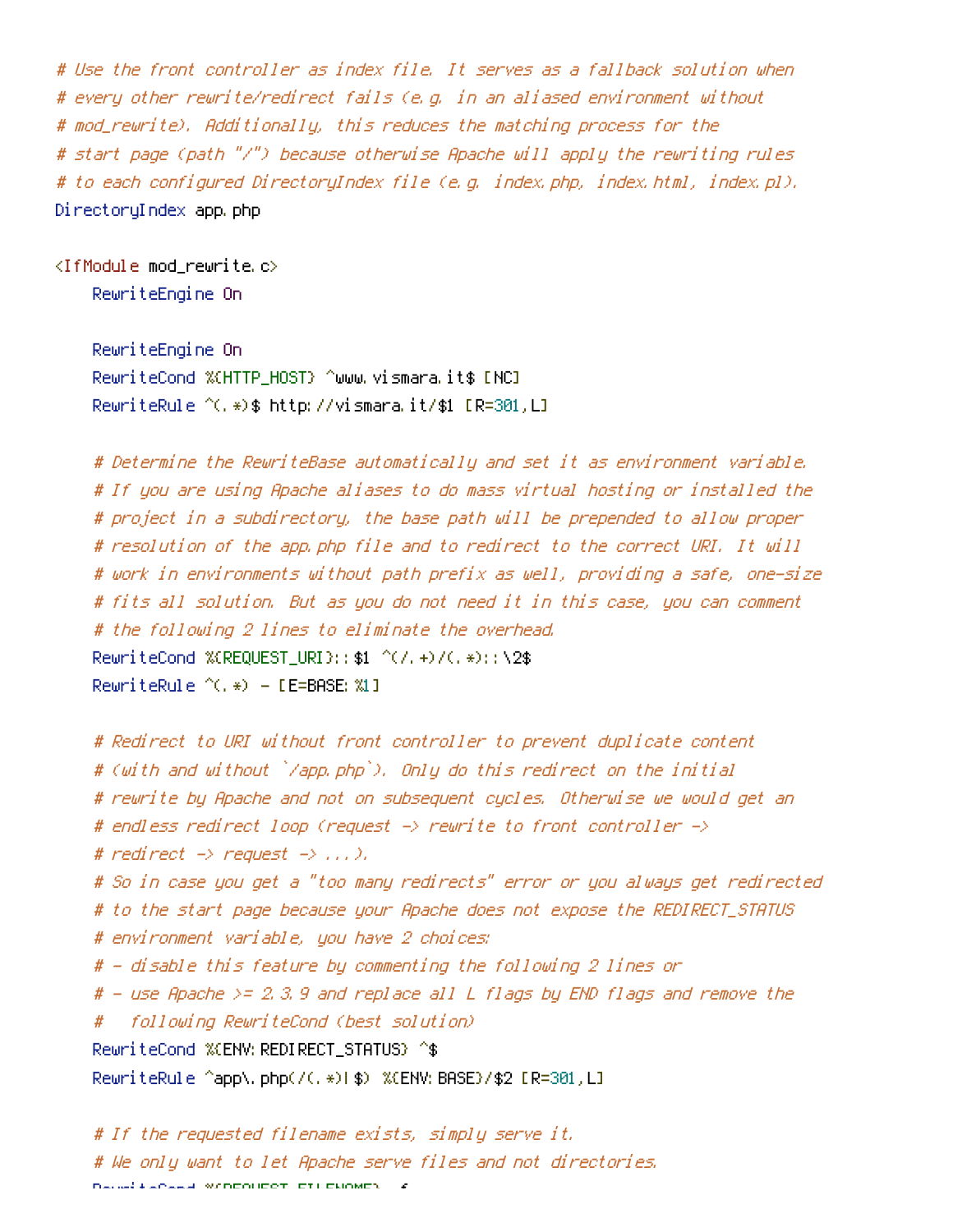```
# Use the front controller as index file. It serves as a fallback solution when
# every other rewrite/redirect fails (e.g. in an aliased environment without
# mod_rewrite). Additionally, this reduces the matching process for the
# start page (path "/") because otherwise Apache will apply the rewriting rules
# to each configured DirectoryIndex file (e.g. index.php, index.html, index.pl).
DirectoryIndex app.php

<IfModule mod_rewrite.c>
    RewriteEngine On

    RewriteEngine On
    RewriteCond %{HTTP_HOST} ^www.vismara.it$ [NC]
    RewriteRule ^(.*)$ http://vismara.it/$1 [R=301,L]

    # Determine the RewriteBase automatically and set it as environment variable.
    # If you are using Apache aliases to do mass virtual hosting or installed the
    # project in a subdirectory, the base path will be prepended to allow proper
    # resolution of the app.php file and to redirect to the correct URI. It will
    # work in environments without path prefix as well, providing a safe, one-size
    # fits all solution. But as you do not need it in this case, you can comment
    # the following 2 lines to eliminate the overhead.
    RewriteCond %{REQUEST_URI}::$1 ^(/.+)/(.*)::\2$
    RewriteRule ^(.*) - [E=BASE:%1]

    # Redirect to URI without front controller to prevent duplicate content
    # (with and without `/app.php`). Only do this redirect on the initial
    # rewrite by Apache and not on subsequent cycles. Otherwise we would get an
    # endless redirect loop (request -> rewrite to front controller ->
    # redirect -> request -> ...).
    # So in case you get a "too many redirects" error or you always get redirected
    # to the start page because your Apache does not expose the REDIRECT_STATUS
    # environment variable, you have 2 choices:
    # - disable this feature by commenting the following 2 lines or
    # - use Apache >= 2.3.9 and replace all L flags by END flags and remove the
    #   following RewriteCond (best solution)
    RewriteCond %{ENV:REDIRECT_STATUS} ^$
    RewriteRule ^app\.php(/(.*)|$) %{ENV:BASE}/$2 [R=301,L]

    # If the requested filename exists, simply serve it.
    # We only want to let Apache serve files and not directories.
```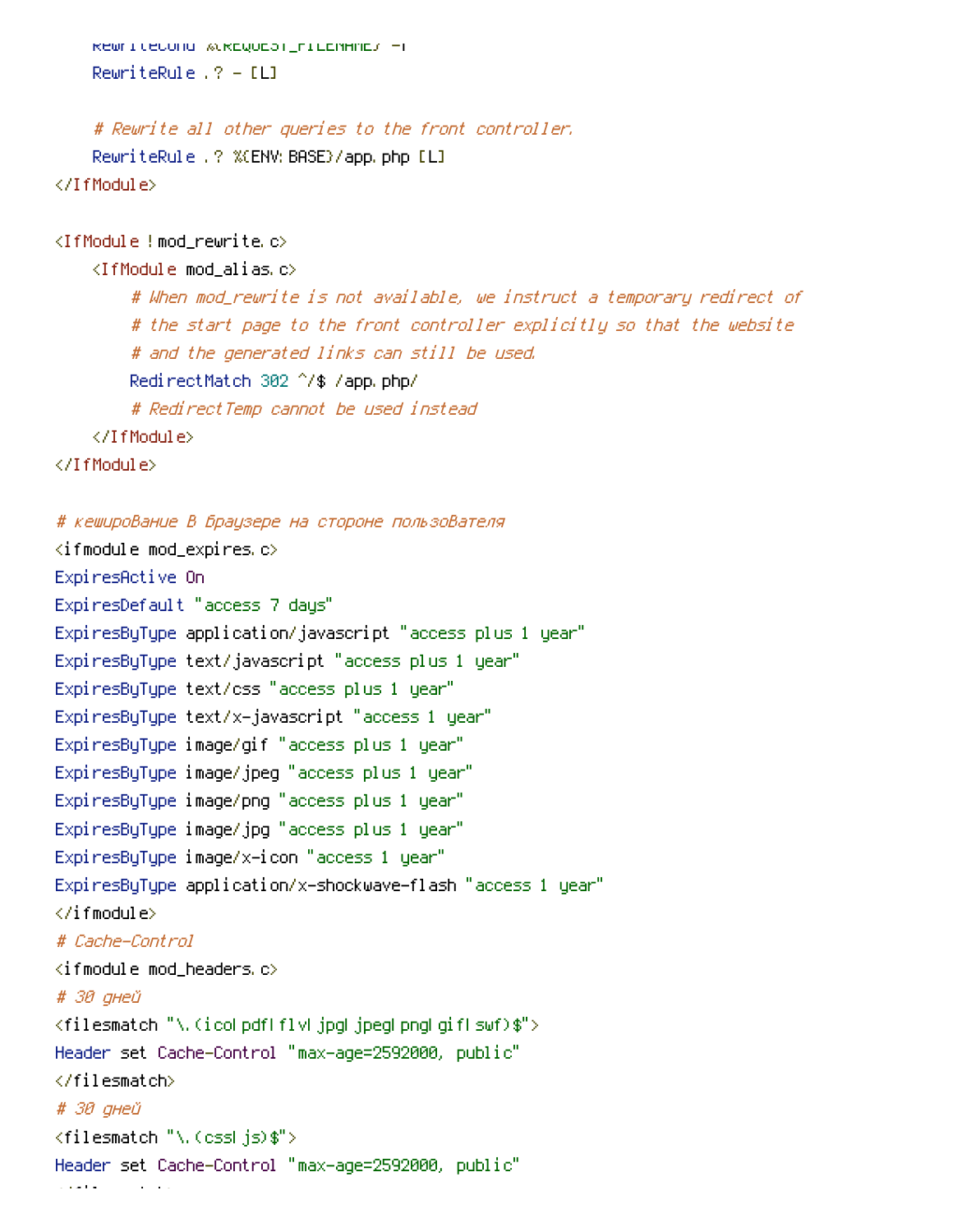```
    RewriteCond %{REQUEST_FILENAME} -f
    RewriteRule .? - [L]

    # Rewrite all other queries to the front controller.
    RewriteRule .? %{ENV:BASE}/app.php [L]
</IfModule>

<IfModule !mod_rewrite.c>
    <IfModule mod_alias.c>
        # When mod_rewrite is not available, we instruct a temporary redirect of
        # the start page to the front controller explicitly so that the website
        # and the generated links can still be used.
        RedirectMatch 302 ^/$ /app.php/
        # RedirectTemp cannot be used instead
    </IfModule>
</IfModule>

# кешироВание В браузере на стороне пользоВателя
<ifmodule mod_expires.c>
ExpiresActive On
ExpiresDefault "access 7 days"
ExpiresByType application/javascript "access plus 1 year"
ExpiresByType text/javascript "access plus 1 year"
ExpiresByType text/css "access plus 1 year"
ExpiresByType text/x-javascript "access 1 year"
ExpiresByType image/gif "access plus 1 year"
ExpiresByType image/jpeg "access plus 1 year"
ExpiresByType image/png "access plus 1 year"
ExpiresByType image/jpg "access plus 1 year"
ExpiresByType image/x-icon "access 1 year"
ExpiresByType application/x-shockwave-flash "access 1 year"
</ifmodule>
# Cache-Control
<ifmodule mod_headers.c>
# 30 дней
<filesmatch "\.(ico|pdf|flv|jpg|jpeg|png|gif|swf)$">
Header set Cache-Control "max-age=2592000, public"
</filesmatch>
# 30 дней
<filesmatch "\.(css|js)$">
Header set Cache-Control "max-age=2592000, public"
```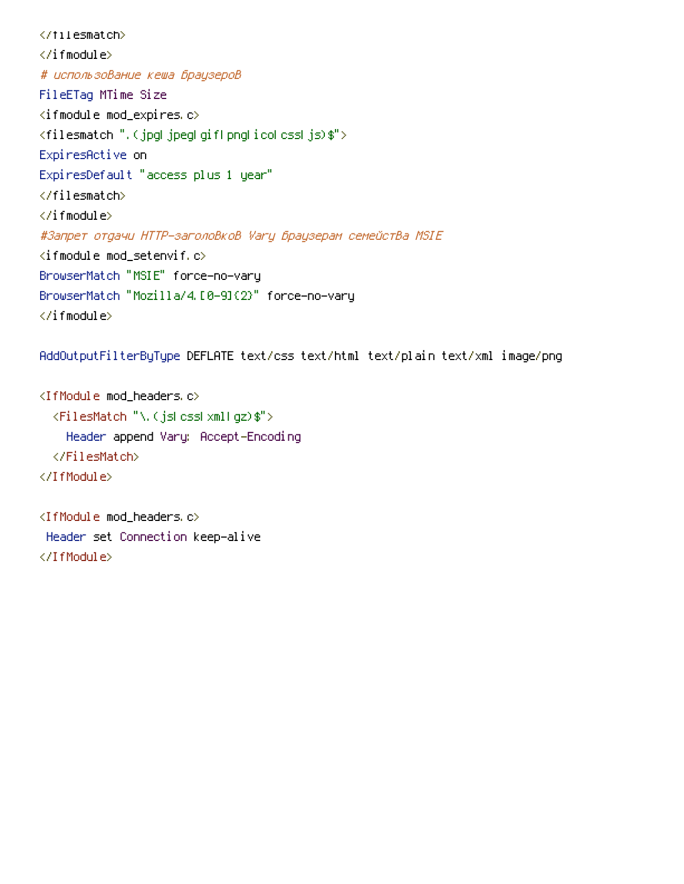```
</filesmatch>
</ifmodule>
# использование кеша браузеров
FileETag MTime Size
<ifmodule mod_expires.c>
<filesmatch ".(jpg|jpeg|gif|png|ico|css|js)$">
ExpiresActive on
ExpiresDefault "access plus 1 year"
</filesmatch>
</ifmodule>
#Запрет отдачи HTTP-заголовков Vary браузерам семейства MSIE
<ifmodule mod_setenvif.c>
BrowserMatch "MSIE" force-no-vary
BrowserMatch "Mozilla/4.[0-9]{2}" force-no-vary
</ifmodule>

AddOutputFilterByType DEFLATE text/css text/html text/plain text/xml image/png

<IfModule mod_headers.c>
  <FilesMatch "\.(js|css|xml|gz)$">
    Header append Vary: Accept-Encoding
  </FilesMatch>
</IfModule>

<IfModule mod_headers.c>
 Header set Connection keep-alive
</IfModule>
```